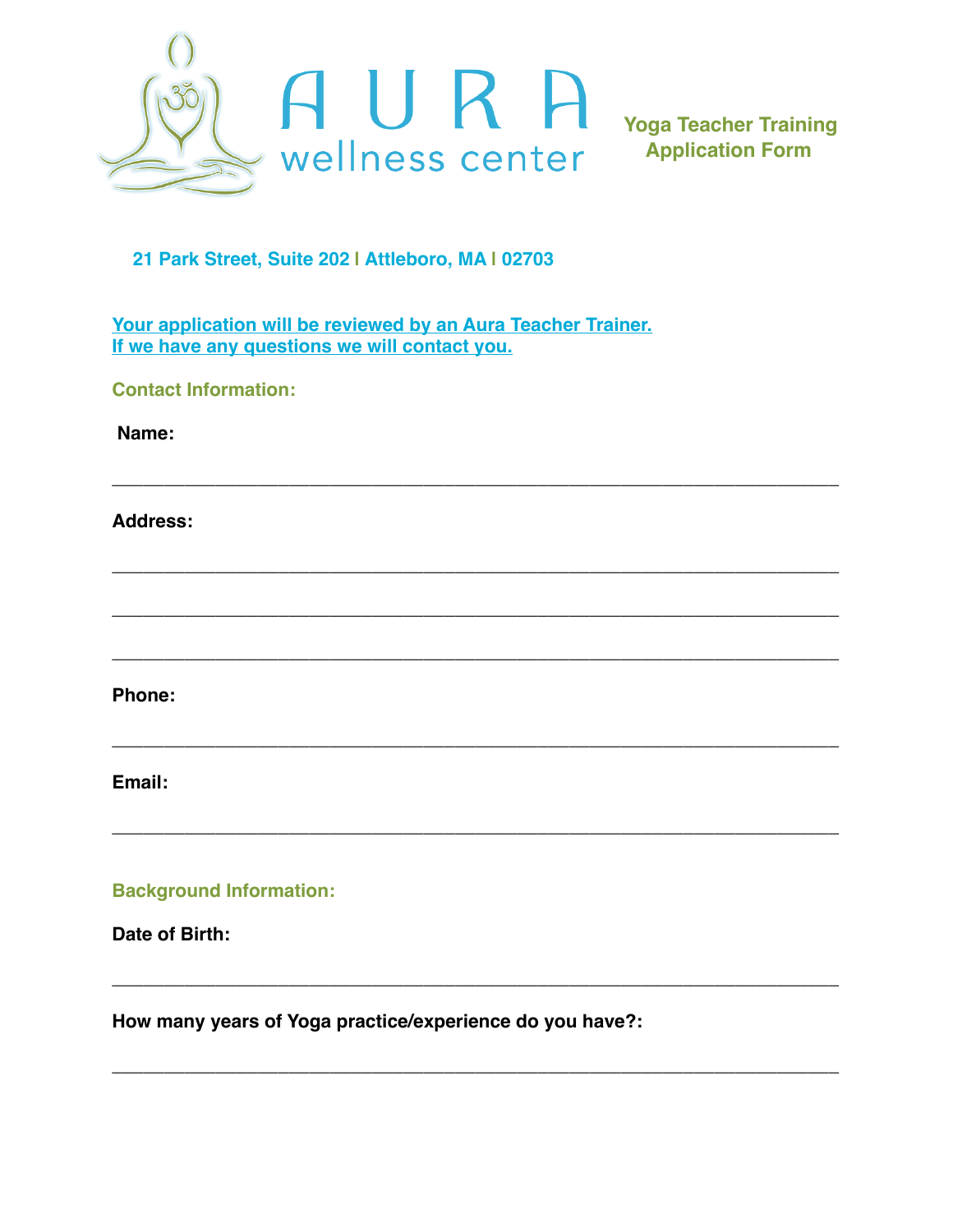# AURA wellness center

## Yoga Teacher Training Application Form

**21 Park Street, Suite 202 | Attleboro, MA | 02703**

**Your application will be reviewed by an Aura Teacher Trainer.**
**If we have any questions we will contact you.**

### Contact Information:

**Name:**

_____________________________________________________________________

**Address:**

_____________________________________________________________________

_____________________________________________________________________

_____________________________________________________________________

**Phone:**

_____________________________________________________________________

**Email:**

_____________________________________________________________________

### Background Information:

**Date of Birth:**

_____________________________________________________________________

**How many years of Yoga practice/experience do you have?:**

_____________________________________________________________________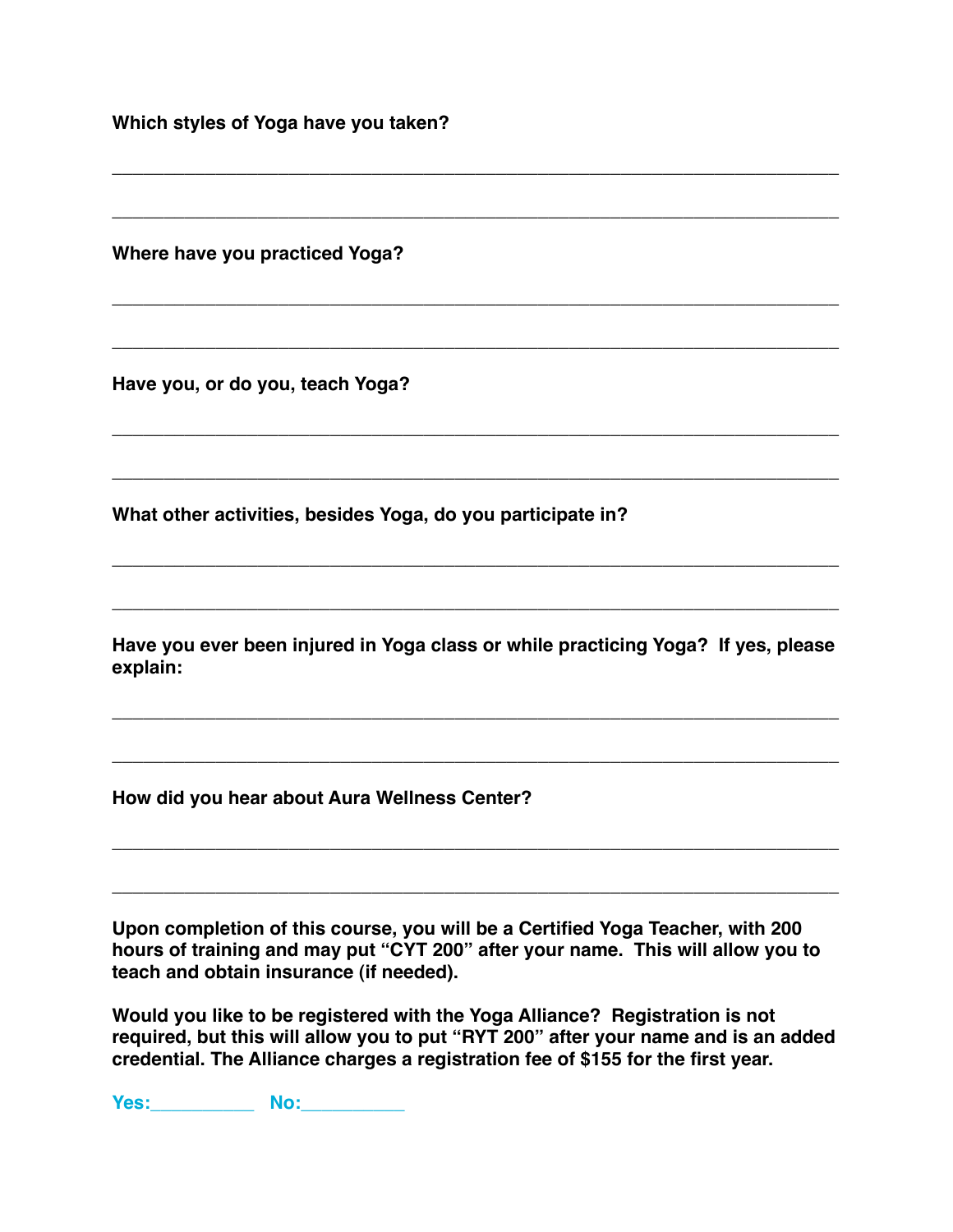**Which styles of Yoga have you taken?**

\_\_\_\_\_\_\_\_\_\_\_\_\_\_\_\_\_\_\_\_\_\_\_\_\_\_\_\_\_\_\_\_\_\_\_\_\_\_\_\_\_\_\_\_\_\_\_\_\_\_\_\_\_\_\_\_\_\_\_\_\_\_\_\_\_\_

\_\_\_\_\_\_\_\_\_\_\_\_\_\_\_\_\_\_\_\_\_\_\_\_\_\_\_\_\_\_\_\_\_\_\_\_\_\_\_\_\_\_\_\_\_\_\_\_\_\_\_\_\_\_\_\_\_\_\_\_\_\_\_\_\_\_

**Where have you practiced Yoga?**

\_\_\_\_\_\_\_\_\_\_\_\_\_\_\_\_\_\_\_\_\_\_\_\_\_\_\_\_\_\_\_\_\_\_\_\_\_\_\_\_\_\_\_\_\_\_\_\_\_\_\_\_\_\_\_\_\_\_\_\_\_\_\_\_\_\_

\_\_\_\_\_\_\_\_\_\_\_\_\_\_\_\_\_\_\_\_\_\_\_\_\_\_\_\_\_\_\_\_\_\_\_\_\_\_\_\_\_\_\_\_\_\_\_\_\_\_\_\_\_\_\_\_\_\_\_\_\_\_\_\_\_\_

**Have you, or do you, teach Yoga?**

\_\_\_\_\_\_\_\_\_\_\_\_\_\_\_\_\_\_\_\_\_\_\_\_\_\_\_\_\_\_\_\_\_\_\_\_\_\_\_\_\_\_\_\_\_\_\_\_\_\_\_\_\_\_\_\_\_\_\_\_\_\_\_\_\_\_

\_\_\_\_\_\_\_\_\_\_\_\_\_\_\_\_\_\_\_\_\_\_\_\_\_\_\_\_\_\_\_\_\_\_\_\_\_\_\_\_\_\_\_\_\_\_\_\_\_\_\_\_\_\_\_\_\_\_\_\_\_\_\_\_\_\_

**What other activities, besides Yoga, do you participate in?**

\_\_\_\_\_\_\_\_\_\_\_\_\_\_\_\_\_\_\_\_\_\_\_\_\_\_\_\_\_\_\_\_\_\_\_\_\_\_\_\_\_\_\_\_\_\_\_\_\_\_\_\_\_\_\_\_\_\_\_\_\_\_\_\_\_\_

\_\_\_\_\_\_\_\_\_\_\_\_\_\_\_\_\_\_\_\_\_\_\_\_\_\_\_\_\_\_\_\_\_\_\_\_\_\_\_\_\_\_\_\_\_\_\_\_\_\_\_\_\_\_\_\_\_\_\_\_\_\_\_\_\_\_

**Have you ever been injured in Yoga class or while practicing Yoga? If yes, please explain:**

\_\_\_\_\_\_\_\_\_\_\_\_\_\_\_\_\_\_\_\_\_\_\_\_\_\_\_\_\_\_\_\_\_\_\_\_\_\_\_\_\_\_\_\_\_\_\_\_\_\_\_\_\_\_\_\_\_\_\_\_\_\_\_\_\_\_

\_\_\_\_\_\_\_\_\_\_\_\_\_\_\_\_\_\_\_\_\_\_\_\_\_\_\_\_\_\_\_\_\_\_\_\_\_\_\_\_\_\_\_\_\_\_\_\_\_\_\_\_\_\_\_\_\_\_\_\_\_\_\_\_\_\_

**How did you hear about Aura Wellness Center?**

\_\_\_\_\_\_\_\_\_\_\_\_\_\_\_\_\_\_\_\_\_\_\_\_\_\_\_\_\_\_\_\_\_\_\_\_\_\_\_\_\_\_\_\_\_\_\_\_\_\_\_\_\_\_\_\_\_\_\_\_\_\_\_\_\_\_

\_\_\_\_\_\_\_\_\_\_\_\_\_\_\_\_\_\_\_\_\_\_\_\_\_\_\_\_\_\_\_\_\_\_\_\_\_\_\_\_\_\_\_\_\_\_\_\_\_\_\_\_\_\_\_\_\_\_\_\_\_\_\_\_\_\_

**Upon completion of this course, you will be a Certified Yoga Teacher, with 200 hours of training and may put "CYT 200" after your name. This will allow you to teach and obtain insurance (if needed).**

**Would you like to be registered with the Yoga Alliance? Registration is not required, but this will allow you to put "RYT 200" after your name and is an added credential. The Alliance charges a registration fee of $155 for the first year.**

**Yes:\_\_\_\_\_\_\_\_\_\_ No:\_\_\_\_\_\_\_\_\_\_**